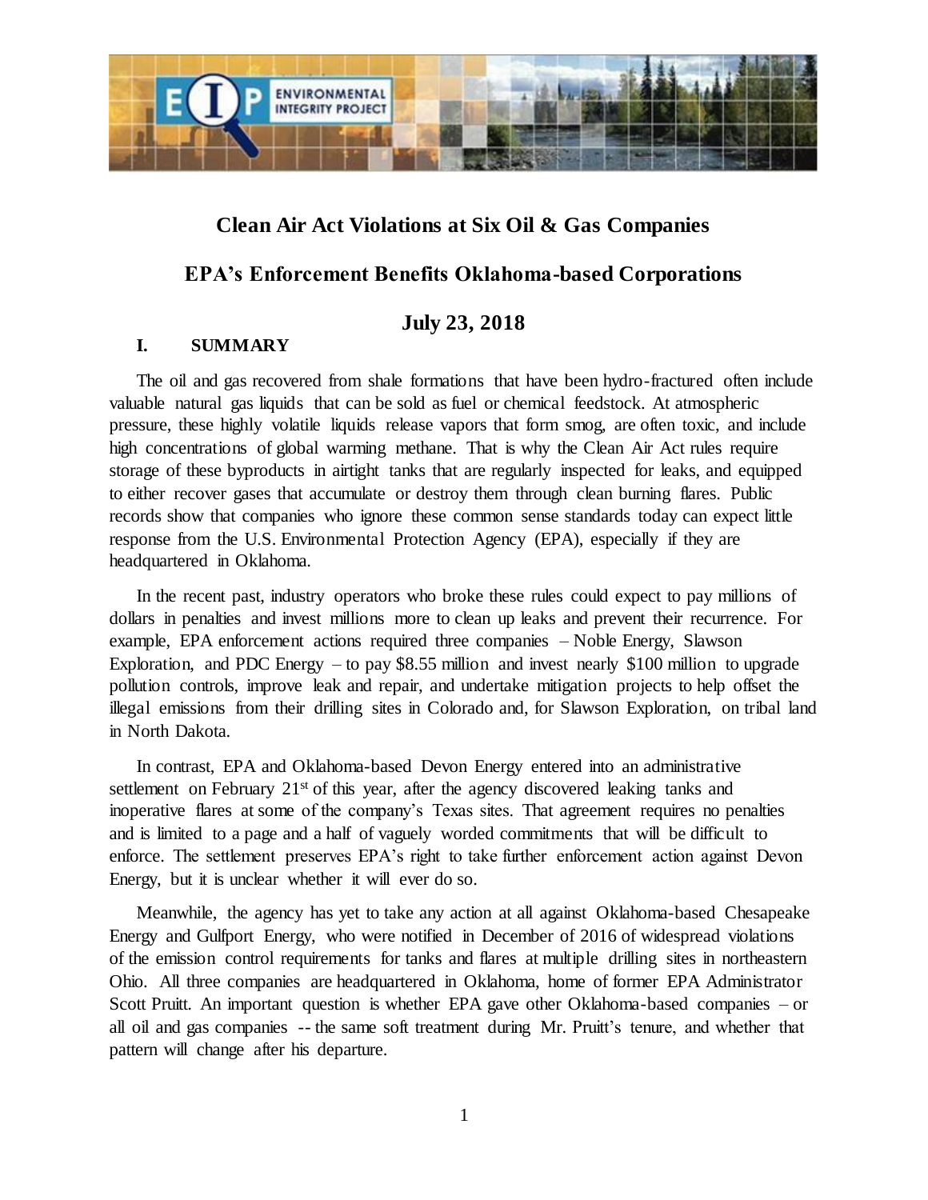# Clean Air Act Violations at Six Oil & Gas Companies

## EPA's Enforcement Benefits Oklahoma-based Corporations

## July 23, 2018

### I. SUMMARY

The oil and gas recovered from shale formations that have been hydro-fractured often include valuable natural gas liquids that can be sold as fuel or chemical feedstock. At atmospheric pressure, these highly volatile liquids release vapors that form smog, are often toxic, and include high concentrations of global warming methane. That is why the Clean Air Act rules require storage of these byproducts in airtight tanks that are regularly inspected for leaks, and equipped to either recover gases that accumulate or destroy them through clean burning flares. Public records show that companies who ignore these common sense standards today can expect little response from the U.S. Environmental Protection Agency (EPA), especially if they are headquartered in Oklahoma.

In the recent past, industry operators who broke these rules could expect to pay millions of dollars in penalties and invest millions more to clean up leaks and prevent their recurrence. For example, EPA enforcement actions required three companies – Noble Energy, Slawson Exploration, and PDC Energy – to pay $8.55 million and invest nearly $100 million to upgrade pollution controls, improve leak and repair, and undertake mitigation projects to help offset the illegal emissions from their drilling sites in Colorado and, for Slawson Exploration, on tribal land in North Dakota.

In contrast, EPA and Oklahoma-based Devon Energy entered into an administrative settlement on February 21st of this year, after the agency discovered leaking tanks and inoperative flares at some of the company's Texas sites. That agreement requires no penalties and is limited to a page and a half of vaguely worded commitments that will be difficult to enforce. The settlement preserves EPA's right to take further enforcement action against Devon Energy, but it is unclear whether it will ever do so.

Meanwhile, the agency has yet to take any action at all against Oklahoma-based Chesapeake Energy and Gulfport Energy, who were notified in December of 2016 of widespread violations of the emission control requirements for tanks and flares at multiple drilling sites in northeastern Ohio. All three companies are headquartered in Oklahoma, home of former EPA Administrator Scott Pruitt. An important question is whether EPA gave other Oklahoma-based companies – or all oil and gas companies -- the same soft treatment during Mr. Pruitt's tenure, and whether that pattern will change after his departure.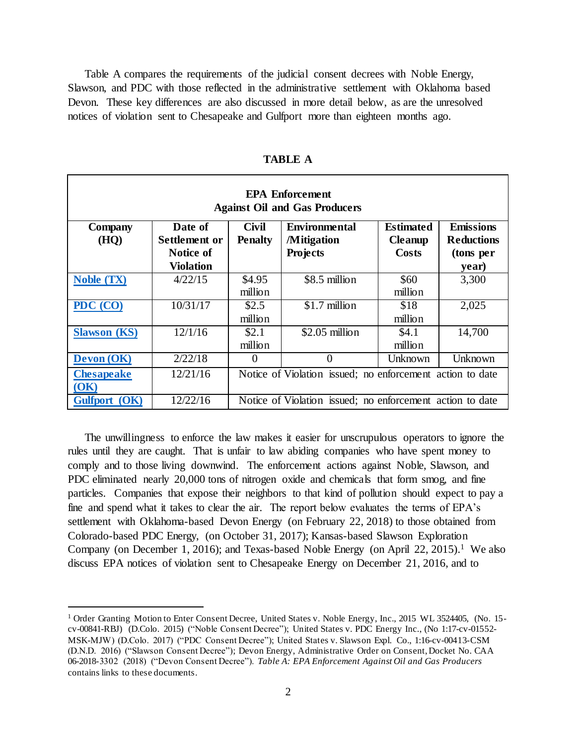Table A compares the requirements of the judicial consent decrees with Noble Energy, Slawson, and PDC with those reflected in the administrative settlement with Oklahoma based Devon. These key differences are also discussed in more detail below, as are the unresolved notices of violation sent to Chesapeake and Gulfport more than eighteen months ago.

**TABLE A**

| **EPA Enforcement Against Oil and Gas Producers** | | | | | |
|---|---|---|---|---|---|
| **Company (HQ)** | **Date of Settlement or Notice of Violation** | **Civil Penalty** | **Environmental /Mitigation Projects** | **Estimated Cleanup Costs** | **Emissions Reductions (tons per year)** |
| **Noble (TX)** | 4/22/15 | \$4.95 million | \$8.5 million | \$60 million | 3,300 |
| **PDC (CO)** | 10/31/17 | \$2.5 million | \$1.7 million | \$18 million | 2,025 |
| **Slawson (KS)** | 12/1/16 | \$2.1 million | \$2.05 million | \$4.1 million | 14,700 |
| **Devon (OK)** | 2/22/18 | 0 | 0 | Unknown | Unknown |
| **Chesapeake (OK)** | 12/21/16 | Notice of Violation issued; no enforcement action to date | | | |
| **Gulfport (OK)** | 12/22/16 | Notice of Violation issued; no enforcement action to date | | | |

The unwillingness to enforce the law makes it easier for unscrupulous operators to ignore the rules until they are caught. That is unfair to law abiding companies who have spent money to comply and to those living downwind. The enforcement actions against Noble, Slawson, and PDC eliminated nearly 20,000 tons of nitrogen oxide and chemicals that form smog, and fine particles. Companies that expose their neighbors to that kind of pollution should expect to pay a fine and spend what it takes to clear the air. The report below evaluates the terms of EPA's settlement with Oklahoma-based Devon Energy (on February 22, 2018) to those obtained from Colorado-based PDC Energy, (on October 31, 2017); Kansas-based Slawson Exploration Company (on December 1, 2016); and Texas-based Noble Energy (on April 22, 2015).[1] We also discuss EPA notices of violation sent to Chesapeake Energy on December 21, 2016, and to

[1] Order Granting Motion to Enter Consent Decree, United States v. Noble Energy, Inc., 2015 WL 3524405, (No. 15-cv-00841-RBJ) (D.Colo. 2015) ("Noble Consent Decree"); United States v. PDC Energy Inc., (No 1:17-cv-01552-MSK-MJW) (D.Colo. 2017) ("PDC Consent Decree"); United States v. Slawson Expl. Co., 1:16-cv-00413-CSM (D.N.D. 2016) ("Slawson Consent Decree"); Devon Energy, Administrative Order on Consent, Docket No. CAA 06-2018-3302 (2018) ("Devon Consent Decree"). *Table A: EPA Enforcement Against Oil and Gas Producers* contains links to these documents.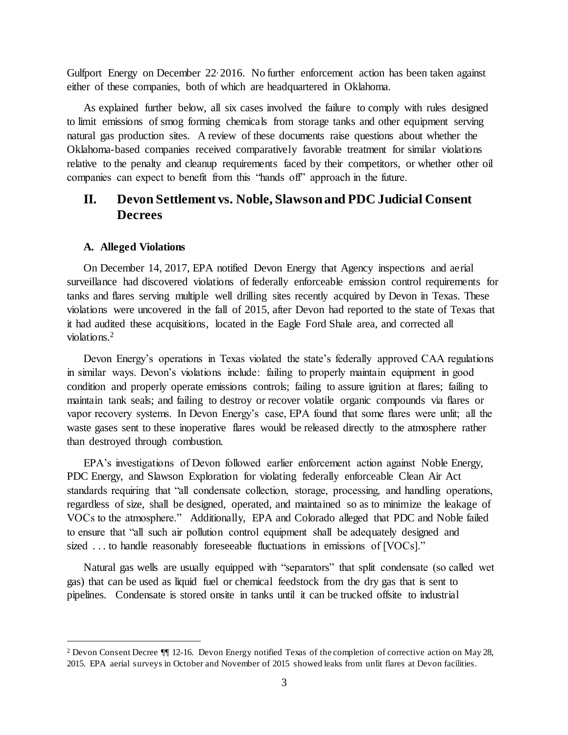Gulfport Energy on December 22, 2016. No further enforcement action has been taken against either of these companies, both of which are headquartered in Oklahoma.

As explained further below, all six cases involved the failure to comply with rules designed to limit emissions of smog forming chemicals from storage tanks and other equipment serving natural gas production sites. A review of these documents raise questions about whether the Oklahoma-based companies received comparatively favorable treatment for similar violations relative to the penalty and cleanup requirements faced by their competitors, or whether other oil companies can expect to benefit from this "hands off" approach in the future.

## II. Devon Settlement vs. Noble, Slawson and PDC Judicial Consent Decrees

### A. Alleged Violations

On December 14, 2017, EPA notified Devon Energy that Agency inspections and aerial surveillance had discovered violations of federally enforceable emission control requirements for tanks and flares serving multiple well drilling sites recently acquired by Devon in Texas. These violations were uncovered in the fall of 2015, after Devon had reported to the state of Texas that it had audited these acquisitions, located in the Eagle Ford Shale area, and corrected all violations.[2]

Devon Energy's operations in Texas violated the state's federally approved CAA regulations in similar ways. Devon's violations include: failing to properly maintain equipment in good condition and properly operate emissions controls; failing to assure ignition at flares; failing to maintain tank seals; and failing to destroy or recover volatile organic compounds via flares or vapor recovery systems. In Devon Energy's case, EPA found that some flares were unlit; all the waste gases sent to these inoperative flares would be released directly to the atmosphere rather than destroyed through combustion.

EPA's investigations of Devon followed earlier enforcement action against Noble Energy, PDC Energy, and Slawson Exploration for violating federally enforceable Clean Air Act standards requiring that "all condensate collection, storage, processing, and handling operations, regardless of size, shall be designed, operated, and maintained so as to minimize the leakage of VOCs to the atmosphere." Additionally, EPA and Colorado alleged that PDC and Noble failed to ensure that "all such air pollution control equipment shall be adequately designed and sized . . . to handle reasonably foreseeable fluctuations in emissions of [VOCs]."

Natural gas wells are usually equipped with "separators" that split condensate (so called wet gas) that can be used as liquid fuel or chemical feedstock from the dry gas that is sent to pipelines. Condensate is stored onsite in tanks until it can be trucked offsite to industrial

---

[2] Devon Consent Decree ¶¶ 12-16. Devon Energy notified Texas of the completion of corrective action on May 28, 2015. EPA aerial surveys in October and November of 2015 showed leaks from unlit flares at Devon facilities.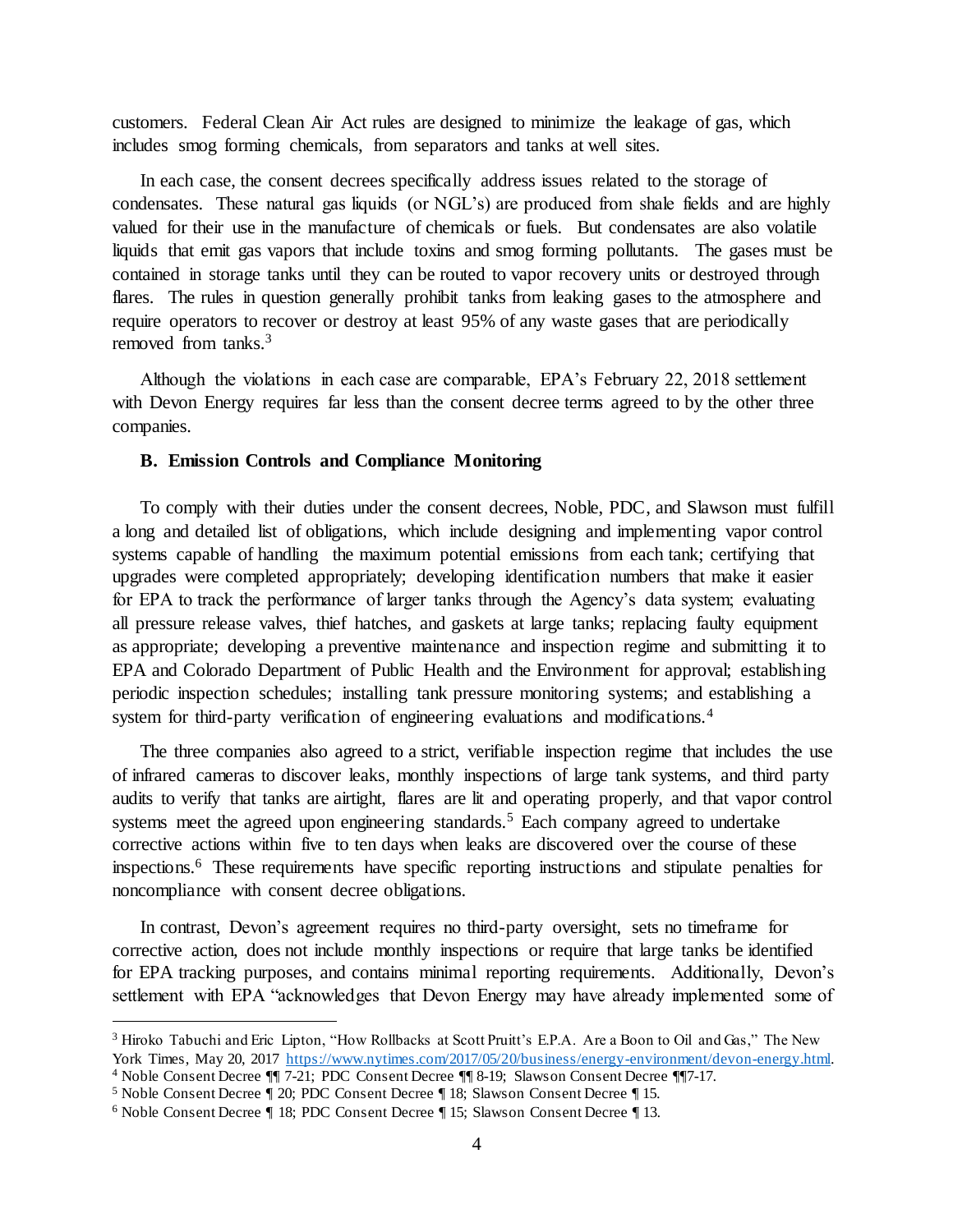customers. Federal Clean Air Act rules are designed to minimize the leakage of gas, which includes smog forming chemicals, from separators and tanks at well sites.

In each case, the consent decrees specifically address issues related to the storage of condensates. These natural gas liquids (or NGL's) are produced from shale fields and are highly valued for their use in the manufacture of chemicals or fuels. But condensates are also volatile liquids that emit gas vapors that include toxins and smog forming pollutants. The gases must be contained in storage tanks until they can be routed to vapor recovery units or destroyed through flares. The rules in question generally prohibit tanks from leaking gases to the atmosphere and require operators to recover or destroy at least 95% of any waste gases that are periodically removed from tanks.[3]

Although the violations in each case are comparable, EPA's February 22, 2018 settlement with Devon Energy requires far less than the consent decree terms agreed to by the other three companies.

### B. Emission Controls and Compliance Monitoring

To comply with their duties under the consent decrees, Noble, PDC, and Slawson must fulfill a long and detailed list of obligations, which include designing and implementing vapor control systems capable of handling the maximum potential emissions from each tank; certifying that upgrades were completed appropriately; developing identification numbers that make it easier for EPA to track the performance of larger tanks through the Agency's data system; evaluating all pressure release valves, thief hatches, and gaskets at large tanks; replacing faulty equipment as appropriate; developing a preventive maintenance and inspection regime and submitting it to EPA and Colorado Department of Public Health and the Environment for approval; establishing periodic inspection schedules; installing tank pressure monitoring systems; and establishing a system for third-party verification of engineering evaluations and modifications.[4]

The three companies also agreed to a strict, verifiable inspection regime that includes the use of infrared cameras to discover leaks, monthly inspections of large tank systems, and third party audits to verify that tanks are airtight, flares are lit and operating properly, and that vapor control systems meet the agreed upon engineering standards.[5] Each company agreed to undertake corrective actions within five to ten days when leaks are discovered over the course of these inspections.[6] These requirements have specific reporting instructions and stipulate penalties for noncompliance with consent decree obligations.

In contrast, Devon's agreement requires no third-party oversight, sets no timeframe for corrective action, does not include monthly inspections or require that large tanks be identified for EPA tracking purposes, and contains minimal reporting requirements. Additionally, Devon's settlement with EPA "acknowledges that Devon Energy may have already implemented some of

---

[3] Hiroko Tabuchi and Eric Lipton, "How Rollbacks at Scott Pruitt's E.P.A. Are a Boon to Oil and Gas," The New York Times, May 20, 2017 https://www.nytimes.com/2017/05/20/business/energy-environment/devon-energy.html.

[4] Noble Consent Decree ¶¶ 7-21; PDC Consent Decree ¶¶ 8-19; Slawson Consent Decree ¶¶7-17.

[5] Noble Consent Decree ¶ 20; PDC Consent Decree ¶ 18; Slawson Consent Decree ¶ 15.

[6] Noble Consent Decree ¶ 18; PDC Consent Decree ¶ 15; Slawson Consent Decree ¶ 13.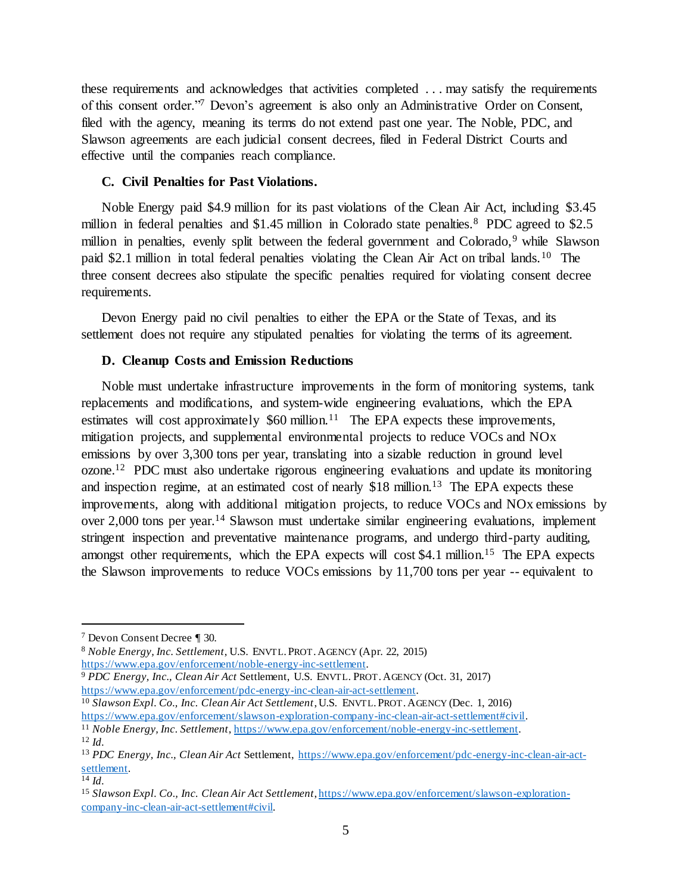these requirements and acknowledges that activities completed . . . may satisfy the requirements of this consent order."[7] Devon's agreement is also only an Administrative Order on Consent, filed with the agency, meaning its terms do not extend past one year. The Noble, PDC, and Slawson agreements are each judicial consent decrees, filed in Federal District Courts and effective until the companies reach compliance.

### C. Civil Penalties for Past Violations.

Noble Energy paid $4.9 million for its past violations of the Clean Air Act, including $3.45 million in federal penalties and $1.45 million in Colorado state penalties.[8] PDC agreed to $2.5 million in penalties, evenly split between the federal government and Colorado,[9] while Slawson paid $2.1 million in total federal penalties violating the Clean Air Act on tribal lands.[10] The three consent decrees also stipulate the specific penalties required for violating consent decree requirements.

Devon Energy paid no civil penalties to either the EPA or the State of Texas, and its settlement does not require any stipulated penalties for violating the terms of its agreement.

### D. Cleanup Costs and Emission Reductions

Noble must undertake infrastructure improvements in the form of monitoring systems, tank replacements and modifications, and system-wide engineering evaluations, which the EPA estimates will cost approximately $60 million.[11] The EPA expects these improvements, mitigation projects, and supplemental environmental projects to reduce VOCs and NOx emissions by over 3,300 tons per year, translating into a sizable reduction in ground level ozone.[12] PDC must also undertake rigorous engineering evaluations and update its monitoring and inspection regime, at an estimated cost of nearly $18 million.[13] The EPA expects these improvements, along with additional mitigation projects, to reduce VOCs and NOx emissions by over 2,000 tons per year.[14] Slawson must undertake similar engineering evaluations, implement stringent inspection and preventative maintenance programs, and undergo third-party auditing, amongst other requirements, which the EPA expects will cost $4.1 million.[15] The EPA expects the Slawson improvements to reduce VOCs emissions by 11,700 tons per year -- equivalent to

---

[7] Devon Consent Decree ¶ 30.

[8] *Noble Energy, Inc. Settlement*, U.S. ENVTL. PROT. AGENCY (Apr. 22, 2015) https://www.epa.gov/enforcement/noble-energy-inc-settlement.

[9] *PDC Energy, Inc., Clean Air Act* Settlement, U.S. ENVTL. PROT. AGENCY (Oct. 31, 2017) https://www.epa.gov/enforcement/pdc-energy-inc-clean-air-act-settlement.

[10] *Slawson Expl. Co., Inc. Clean Air Act Settlement*, U.S. ENVTL. PROT. AGENCY (Dec. 1, 2016) https://www.epa.gov/enforcement/slawson-exploration-company-inc-clean-air-act-settlement#civil.

[11] *Noble Energy, Inc. Settlement*, https://www.epa.gov/enforcement/noble-energy-inc-settlement.

[12] *Id.*

[13] *PDC Energy, Inc., Clean Air Act* Settlement, https://www.epa.gov/enforcement/pdc-energy-inc-clean-air-act-settlement.

[14] *Id.*

[15] *Slawson Expl. Co., Inc. Clean Air Act Settlement*, https://www.epa.gov/enforcement/slawson-exploration-company-inc-clean-air-act-settlement#civil.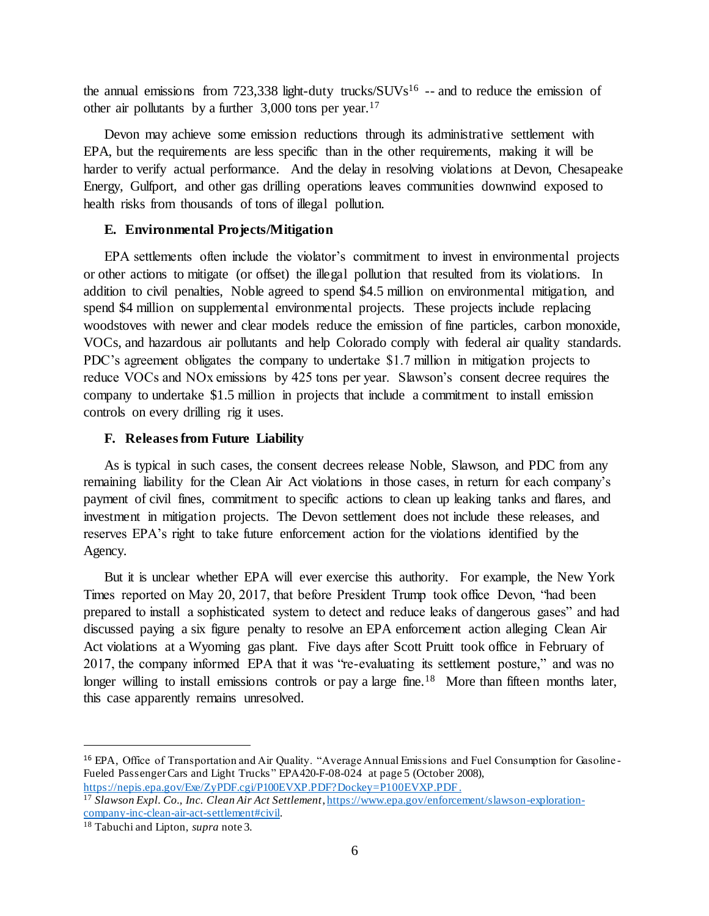the annual emissions from 723,338 light-duty trucks/SUVs[16] -- and to reduce the emission of other air pollutants by a further 3,000 tons per year.[17]

Devon may achieve some emission reductions through its administrative settlement with EPA, but the requirements are less specific than in the other requirements, making it will be harder to verify actual performance. And the delay in resolving violations at Devon, Chesapeake Energy, Gulfport, and other gas drilling operations leaves communities downwind exposed to health risks from thousands of tons of illegal pollution.

### E. Environmental Projects/Mitigation

EPA settlements often include the violator's commitment to invest in environmental projects or other actions to mitigate (or offset) the illegal pollution that resulted from its violations. In addition to civil penalties, Noble agreed to spend $4.5 million on environmental mitigation, and spend $4 million on supplemental environmental projects. These projects include replacing woodstoves with newer and clear models reduce the emission of fine particles, carbon monoxide, VOCs, and hazardous air pollutants and help Colorado comply with federal air quality standards. PDC's agreement obligates the company to undertake $1.7 million in mitigation projects to reduce VOCs and NOx emissions by 425 tons per year. Slawson's consent decree requires the company to undertake $1.5 million in projects that include a commitment to install emission controls on every drilling rig it uses.

### F. Releases from Future Liability

As is typical in such cases, the consent decrees release Noble, Slawson, and PDC from any remaining liability for the Clean Air Act violations in those cases, in return for each company's payment of civil fines, commitment to specific actions to clean up leaking tanks and flares, and investment in mitigation projects. The Devon settlement does not include these releases, and reserves EPA's right to take future enforcement action for the violations identified by the Agency.

But it is unclear whether EPA will ever exercise this authority. For example, the New York Times reported on May 20, 2017, that before President Trump took office Devon, "had been prepared to install a sophisticated system to detect and reduce leaks of dangerous gases" and had discussed paying a six figure penalty to resolve an EPA enforcement action alleging Clean Air Act violations at a Wyoming gas plant. Five days after Scott Pruitt took office in February of 2017, the company informed EPA that it was "re-evaluating its settlement posture," and was no longer willing to install emissions controls or pay a large fine.[18] More than fifteen months later, this case apparently remains unresolved.

---

[16] EPA, Office of Transportation and Air Quality. "Average Annual Emissions and Fuel Consumption for Gasoline-Fueled Passenger Cars and Light Trucks" EPA420-F-08-024 at page 5 (October 2008), https://nepis.epa.gov/Exe/ZyPDF.cgi/P100EVXP.PDF?Dockey=P100EVXP.PDF.

[17] *Slawson Expl. Co., Inc. Clean Air Act Settlement*, https://www.epa.gov/enforcement/slawson-exploration-company-inc-clean-air-act-settlement#civil.

[18] Tabuchi and Lipton, *supra* note 3.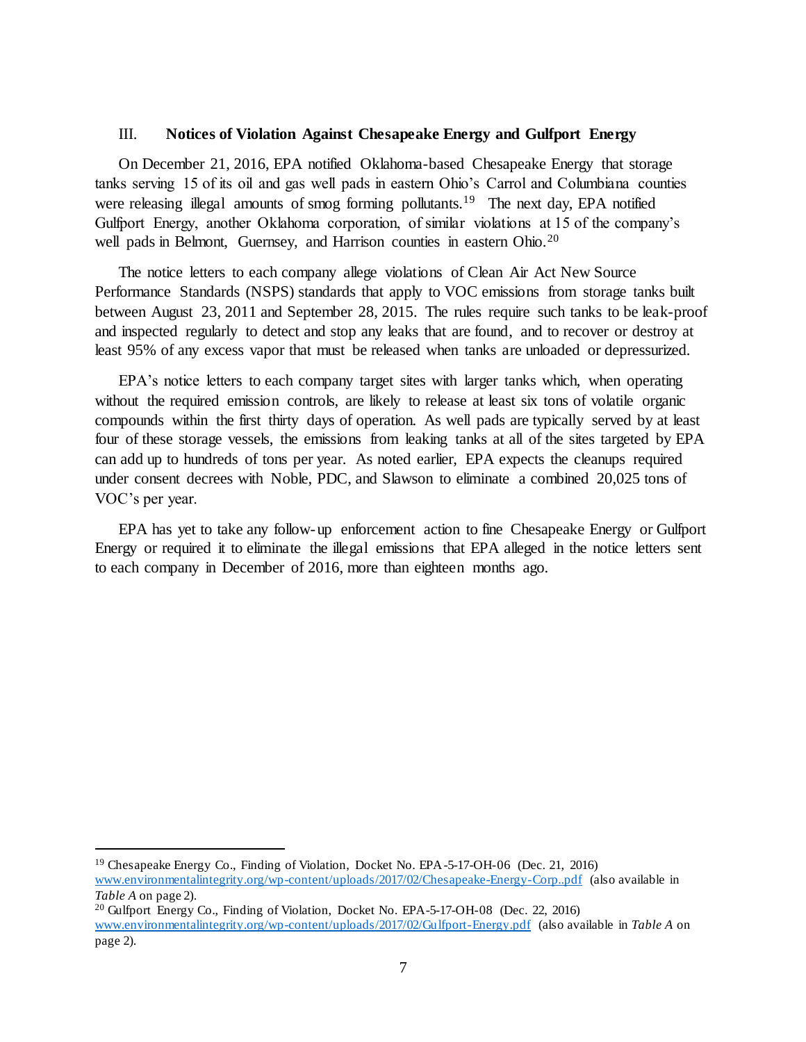## III. Notices of Violation Against Chesapeake Energy and Gulfport Energy

On December 21, 2016, EPA notified Oklahoma-based Chesapeake Energy that storage tanks serving 15 of its oil and gas well pads in eastern Ohio's Carrol and Columbiana counties were releasing illegal amounts of smog forming pollutants.[19] The next day, EPA notified Gulfport Energy, another Oklahoma corporation, of similar violations at 15 of the company's well pads in Belmont, Guernsey, and Harrison counties in eastern Ohio.[20]

The notice letters to each company allege violations of Clean Air Act New Source Performance Standards (NSPS) standards that apply to VOC emissions from storage tanks built between August 23, 2011 and September 28, 2015. The rules require such tanks to be leak-proof and inspected regularly to detect and stop any leaks that are found, and to recover or destroy at least 95% of any excess vapor that must be released when tanks are unloaded or depressurized.

EPA's notice letters to each company target sites with larger tanks which, when operating without the required emission controls, are likely to release at least six tons of volatile organic compounds within the first thirty days of operation. As well pads are typically served by at least four of these storage vessels, the emissions from leaking tanks at all of the sites targeted by EPA can add up to hundreds of tons per year. As noted earlier, EPA expects the cleanups required under consent decrees with Noble, PDC, and Slawson to eliminate a combined 20,025 tons of VOC's per year.

EPA has yet to take any follow-up enforcement action to fine Chesapeake Energy or Gulfport Energy or required it to eliminate the illegal emissions that EPA alleged in the notice letters sent to each company in December of 2016, more than eighteen months ago.

---

[19] Chesapeake Energy Co., Finding of Violation, Docket No. EPA-5-17-OH-06 (Dec. 21, 2016) www.environmentalintegrity.org/wp-content/uploads/2017/02/Chesapeake-Energy-Corp..pdf (also available in *Table A* on page 2).

[20] Gulfport Energy Co., Finding of Violation, Docket No. EPA-5-17-OH-08 (Dec. 22, 2016) www.environmentalintegrity.org/wp-content/uploads/2017/02/Gulfport-Energy.pdf (also available in *Table A* on page 2).